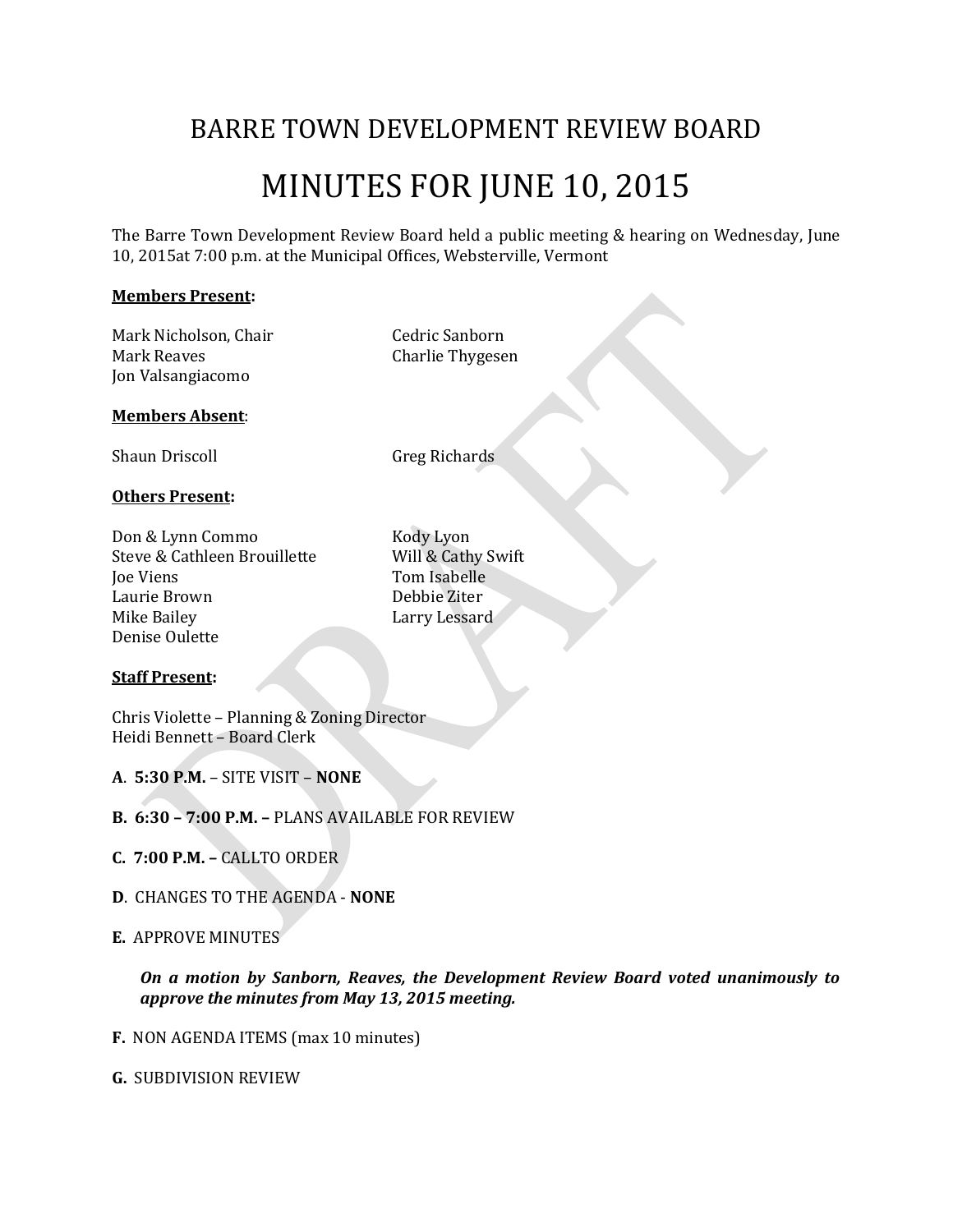# BARRE TOWN DEVELOPMENT REVIEW BOARD

# MINUTES FOR JUNE 10, 2015

The Barre Town Development Review Board held a public meeting & hearing on Wednesday, June 10, 2015at 7:00 p.m. at the Municipal Offices, Websterville, Vermont

**Members Present:**

Mark Nicholson, Chair
Mark Reaves
Jon Valsangiacomo
Cedric Sanborn
Charlie Thygesen

**Members Absent**:

Shaun Driscoll
Greg Richards

**Others Present:**

Don & Lynn Commo
Steve & Cathleen Brouillette
Joe Viens
Laurie Brown
Mike Bailey
Denise Oulette
Kody Lyon
Will & Cathy Swift
Tom Isabelle
Debbie Ziter
Larry Lessard

**Staff Present:**

Chris Violette – Planning & Zoning Director
Heidi Bennett – Board Clerk

**A**. **5:30 P.M.** – SITE VISIT – **NONE**

**B. 6:30 – 7:00 P.M. –** PLANS AVAILABLE FOR REVIEW

**C. 7:00 P.M. –** CALLTO ORDER

**D**. CHANGES TO THE AGENDA - **NONE**

**E.** APPROVE MINUTES

***On a motion by Sanborn, Reaves, the Development Review Board voted unanimously to approve the minutes from May 13, 2015 meeting.***

**F.** NON AGENDA ITEMS (max 10 minutes)

**G.** SUBDIVISION REVIEW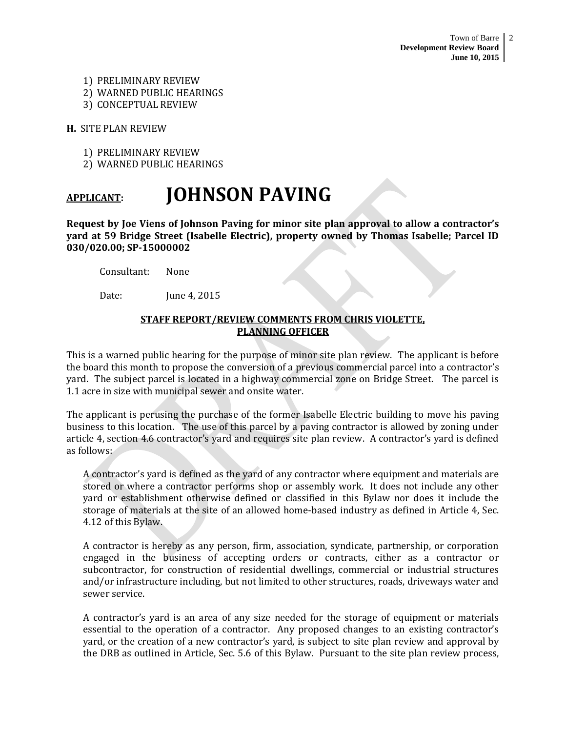1) PRELIMINARY REVIEW
2) WARNED PUBLIC HEARINGS
3) CONCEPTUAL REVIEW

**H.** SITE PLAN REVIEW

1) PRELIMINARY REVIEW
2) WARNED PUBLIC HEARINGS

## **APPLICANT**: JOHNSON PAVING

**Request by Joe Viens of Johnson Paving for minor site plan approval to allow a contractor's yard at 59 Bridge Street (Isabelle Electric), property owned by Thomas Isabelle; Parcel ID 030/020.00; SP-15000002**

Consultant: None

Date: June 4, 2015

**STAFF REPORT/REVIEW COMMENTS FROM CHRIS VIOLETTE, PLANNING OFFICER**

This is a warned public hearing for the purpose of minor site plan review. The applicant is before the board this month to propose the conversion of a previous commercial parcel into a contractor's yard. The subject parcel is located in a highway commercial zone on Bridge Street. The parcel is 1.1 acre in size with municipal sewer and onsite water.

The applicant is perusing the purchase of the former Isabelle Electric building to move his paving business to this location. The use of this parcel by a paving contractor is allowed by zoning under article 4, section 4.6 contractor's yard and requires site plan review. A contractor's yard is defined as follows:

> A contractor's yard is defined as the yard of any contractor where equipment and materials are stored or where a contractor performs shop or assembly work. It does not include any other yard or establishment otherwise defined or classified in this Bylaw nor does it include the storage of materials at the site of an allowed home-based industry as defined in Article 4, Sec. 4.12 of this Bylaw.
>
> A contractor is hereby as any person, firm, association, syndicate, partnership, or corporation engaged in the business of accepting orders or contracts, either as a contractor or subcontractor, for construction of residential dwellings, commercial or industrial structures and/or infrastructure including, but not limited to other structures, roads, driveways water and sewer service.
>
> A contractor's yard is an area of any size needed for the storage of equipment or materials essential to the operation of a contractor. Any proposed changes to an existing contractor's yard, or the creation of a new contractor's yard, is subject to site plan review and approval by the DRB as outlined in Article, Sec. 5.6 of this Bylaw. Pursuant to the site plan review process,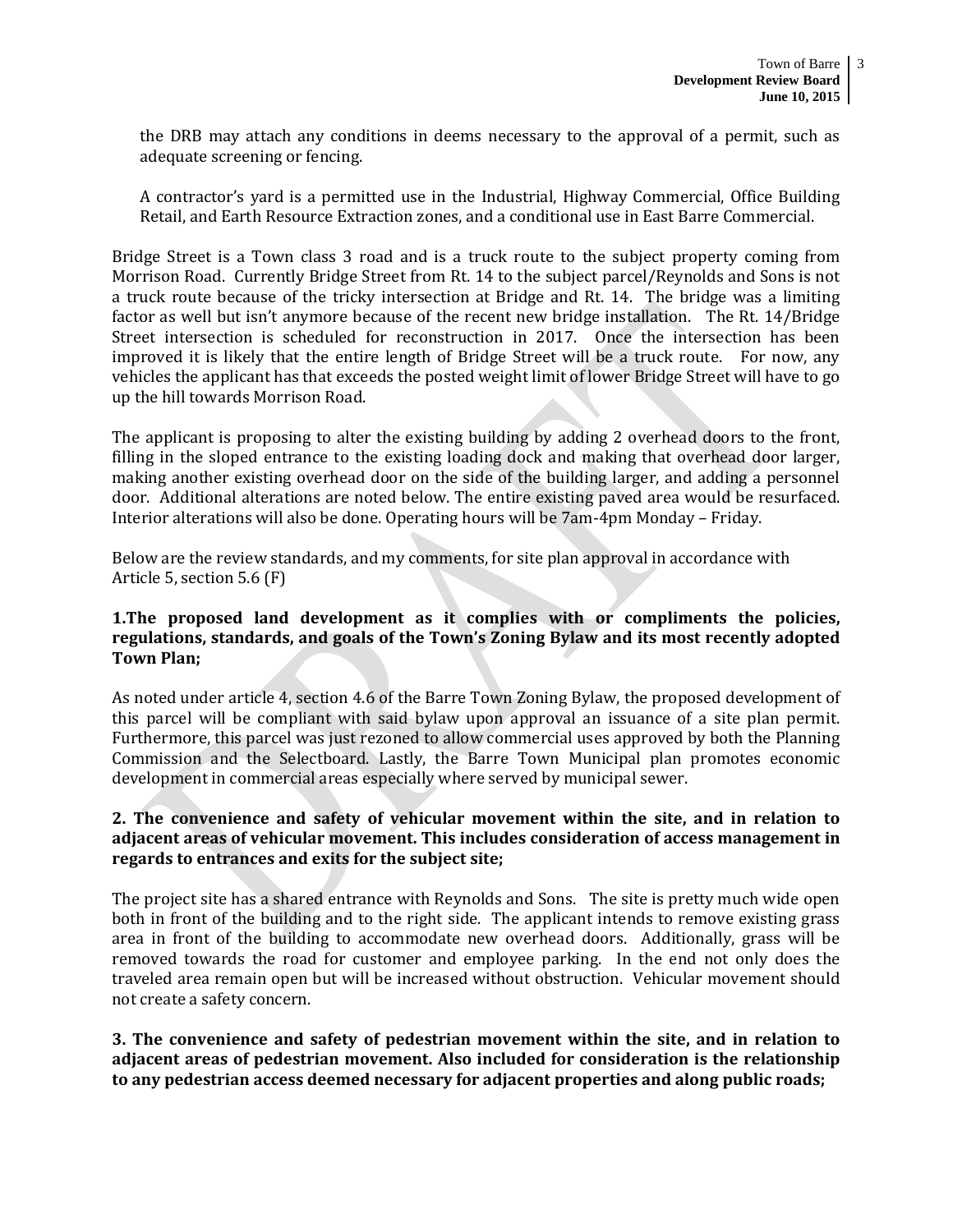the DRB may attach any conditions in deems necessary to the approval of a permit, such as adequate screening or fencing.

A contractor's yard is a permitted use in the Industrial, Highway Commercial, Office Building Retail, and Earth Resource Extraction zones, and a conditional use in East Barre Commercial.

Bridge Street is a Town class 3 road and is a truck route to the subject property coming from Morrison Road. Currently Bridge Street from Rt. 14 to the subject parcel/Reynolds and Sons is not a truck route because of the tricky intersection at Bridge and Rt. 14. The bridge was a limiting factor as well but isn't anymore because of the recent new bridge installation. The Rt. 14/Bridge Street intersection is scheduled for reconstruction in 2017. Once the intersection has been improved it is likely that the entire length of Bridge Street will be a truck route. For now, any vehicles the applicant has that exceeds the posted weight limit of lower Bridge Street will have to go up the hill towards Morrison Road.

The applicant is proposing to alter the existing building by adding 2 overhead doors to the front, filling in the sloped entrance to the existing loading dock and making that overhead door larger, making another existing overhead door on the side of the building larger, and adding a personnel door. Additional alterations are noted below. The entire existing paved area would be resurfaced. Interior alterations will also be done. Operating hours will be 7am-4pm Monday – Friday.

Below are the review standards, and my comments, for site plan approval in accordance with Article 5, section 5.6 (F)

**1.The proposed land development as it complies with or compliments the policies, regulations, standards, and goals of the Town's Zoning Bylaw and its most recently adopted Town Plan;**

As noted under article 4, section 4.6 of the Barre Town Zoning Bylaw, the proposed development of this parcel will be compliant with said bylaw upon approval an issuance of a site plan permit. Furthermore, this parcel was just rezoned to allow commercial uses approved by both the Planning Commission and the Selectboard. Lastly, the Barre Town Municipal plan promotes economic development in commercial areas especially where served by municipal sewer.

**2. The convenience and safety of vehicular movement within the site, and in relation to adjacent areas of vehicular movement. This includes consideration of access management in regards to entrances and exits for the subject site;**

The project site has a shared entrance with Reynolds and Sons. The site is pretty much wide open both in front of the building and to the right side. The applicant intends to remove existing grass area in front of the building to accommodate new overhead doors. Additionally, grass will be removed towards the road for customer and employee parking. In the end not only does the traveled area remain open but will be increased without obstruction. Vehicular movement should not create a safety concern.

**3. The convenience and safety of pedestrian movement within the site, and in relation to adjacent areas of pedestrian movement. Also included for consideration is the relationship to any pedestrian access deemed necessary for adjacent properties and along public roads;**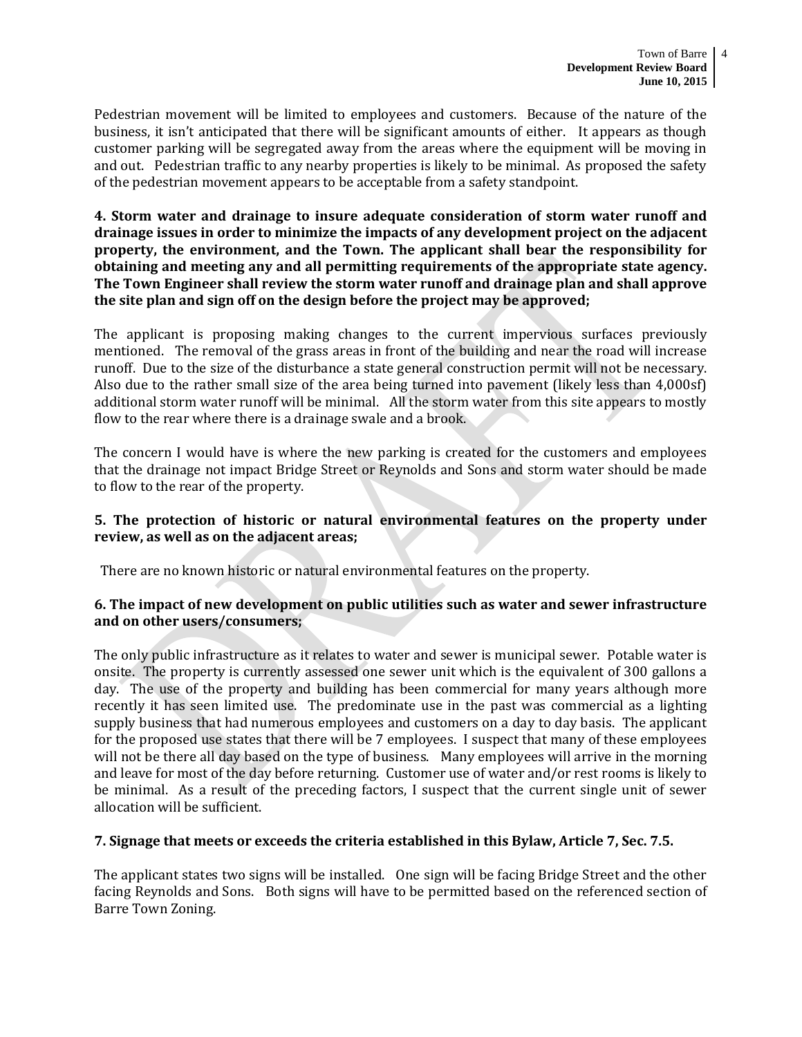Pedestrian movement will be limited to employees and customers. Because of the nature of the business, it isn't anticipated that there will be significant amounts of either. It appears as though customer parking will be segregated away from the areas where the equipment will be moving in and out. Pedestrian traffic to any nearby properties is likely to be minimal. As proposed the safety of the pedestrian movement appears to be acceptable from a safety standpoint.

**4. Storm water and drainage to insure adequate consideration of storm water runoff and drainage issues in order to minimize the impacts of any development project on the adjacent property, the environment, and the Town. The applicant shall bear the responsibility for obtaining and meeting any and all permitting requirements of the appropriate state agency. The Town Engineer shall review the storm water runoff and drainage plan and shall approve the site plan and sign off on the design before the project may be approved;**

The applicant is proposing making changes to the current impervious surfaces previously mentioned. The removal of the grass areas in front of the building and near the road will increase runoff. Due to the size of the disturbance a state general construction permit will not be necessary. Also due to the rather small size of the area being turned into pavement (likely less than 4,000sf) additional storm water runoff will be minimal. All the storm water from this site appears to mostly flow to the rear where there is a drainage swale and a brook.

The concern I would have is where the new parking is created for the customers and employees that the drainage not impact Bridge Street or Reynolds and Sons and storm water should be made to flow to the rear of the property.

**5. The protection of historic or natural environmental features on the property under review, as well as on the adjacent areas;**

There are no known historic or natural environmental features on the property.

**6. The impact of new development on public utilities such as water and sewer infrastructure and on other users/consumers;**

The only public infrastructure as it relates to water and sewer is municipal sewer. Potable water is onsite. The property is currently assessed one sewer unit which is the equivalent of 300 gallons a day. The use of the property and building has been commercial for many years although more recently it has seen limited use. The predominate use in the past was commercial as a lighting supply business that had numerous employees and customers on a day to day basis. The applicant for the proposed use states that there will be 7 employees. I suspect that many of these employees will not be there all day based on the type of business. Many employees will arrive in the morning and leave for most of the day before returning. Customer use of water and/or rest rooms is likely to be minimal. As a result of the preceding factors, I suspect that the current single unit of sewer allocation will be sufficient.

**7. Signage that meets or exceeds the criteria established in this Bylaw, Article 7, Sec. 7.5.**

The applicant states two signs will be installed. One sign will be facing Bridge Street and the other facing Reynolds and Sons. Both signs will have to be permitted based on the referenced section of Barre Town Zoning.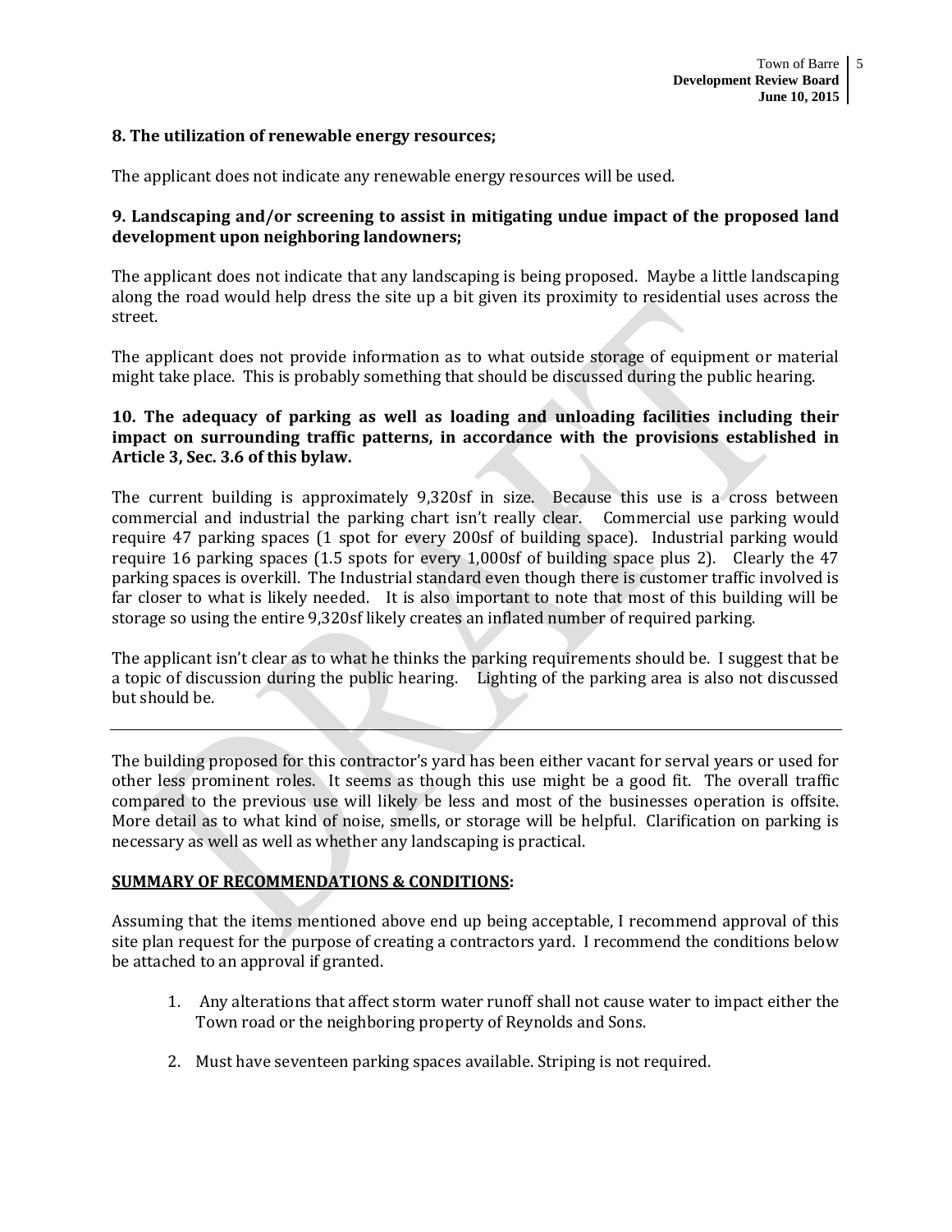**8. The utilization of renewable energy resources;**

The applicant does not indicate any renewable energy resources will be used.

**9. Landscaping and/or screening to assist in mitigating undue impact of the proposed land development upon neighboring landowners;**

The applicant does not indicate that any landscaping is being proposed. Maybe a little landscaping along the road would help dress the site up a bit given its proximity to residential uses across the street.

The applicant does not provide information as to what outside storage of equipment or material might take place. This is probably something that should be discussed during the public hearing.

**10. The adequacy of parking as well as loading and unloading facilities including their impact on surrounding traffic patterns, in accordance with the provisions established in Article 3, Sec. 3.6 of this bylaw.**

The current building is approximately 9,320sf in size. Because this use is a cross between commercial and industrial the parking chart isn't really clear. Commercial use parking would require 47 parking spaces (1 spot for every 200sf of building space). Industrial parking would require 16 parking spaces (1.5 spots for every 1,000sf of building space plus 2). Clearly the 47 parking spaces is overkill. The Industrial standard even though there is customer traffic involved is far closer to what is likely needed. It is also important to note that most of this building will be storage so using the entire 9,320sf likely creates an inflated number of required parking.

The applicant isn't clear as to what he thinks the parking requirements should be. I suggest that be a topic of discussion during the public hearing. Lighting of the parking area is also not discussed but should be.

---

The building proposed for this contractor's yard has been either vacant for serval years or used for other less prominent roles. It seems as though this use might be a good fit. The overall traffic compared to the previous use will likely be less and most of the businesses operation is offsite. More detail as to what kind of noise, smells, or storage will be helpful. Clarification on parking is necessary as well as well as whether any landscaping is practical.

**SUMMARY OF RECOMMENDATIONS & CONDITIONS:**

Assuming that the items mentioned above end up being acceptable, I recommend approval of this site plan request for the purpose of creating a contractors yard. I recommend the conditions below be attached to an approval if granted.

1. Any alterations that affect storm water runoff shall not cause water to impact either the Town road or the neighboring property of Reynolds and Sons.
2. Must have seventeen parking spaces available. Striping is not required.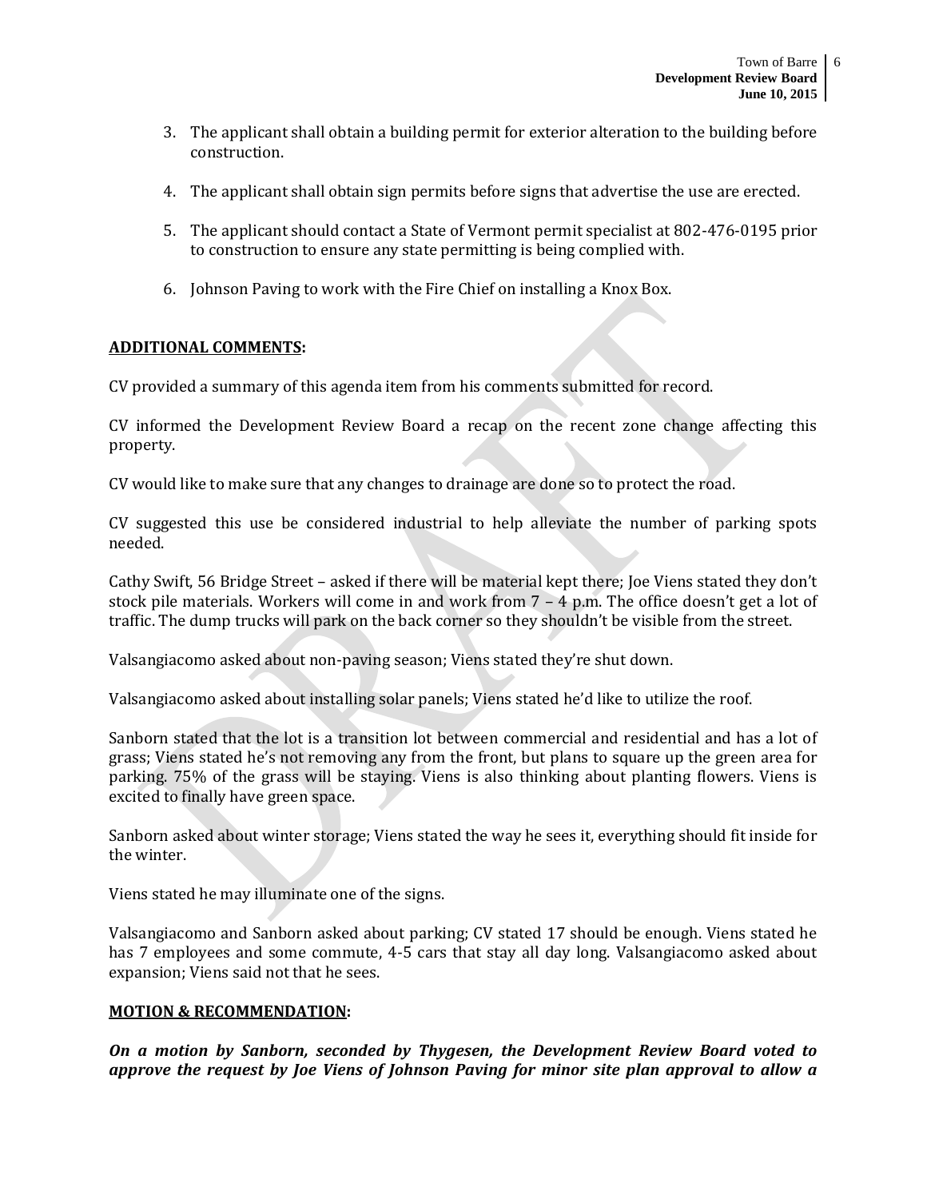3. The applicant shall obtain a building permit for exterior alteration to the building before construction.

4. The applicant shall obtain sign permits before signs that advertise the use are erected.

5. The applicant should contact a State of Vermont permit specialist at 802-476-0195 prior to construction to ensure any state permitting is being complied with.

6. Johnson Paving to work with the Fire Chief on installing a Knox Box.

**ADDITIONAL COMMENTS:**

CV provided a summary of this agenda item from his comments submitted for record.

CV informed the Development Review Board a recap on the recent zone change affecting this property.

CV would like to make sure that any changes to drainage are done so to protect the road.

CV suggested this use be considered industrial to help alleviate the number of parking spots needed.

Cathy Swift, 56 Bridge Street – asked if there will be material kept there; Joe Viens stated they don't stock pile materials. Workers will come in and work from 7 – 4 p.m. The office doesn't get a lot of traffic. The dump trucks will park on the back corner so they shouldn't be visible from the street.

Valsangiacomo asked about non-paving season; Viens stated they're shut down.

Valsangiacomo asked about installing solar panels; Viens stated he'd like to utilize the roof.

Sanborn stated that the lot is a transition lot between commercial and residential and has a lot of grass; Viens stated he's not removing any from the front, but plans to square up the green area for parking. 75% of the grass will be staying. Viens is also thinking about planting flowers. Viens is excited to finally have green space.

Sanborn asked about winter storage; Viens stated the way he sees it, everything should fit inside for the winter.

Viens stated he may illuminate one of the signs.

Valsangiacomo and Sanborn asked about parking; CV stated 17 should be enough. Viens stated he has 7 employees and some commute, 4-5 cars that stay all day long. Valsangiacomo asked about expansion; Viens said not that he sees.

**MOTION & RECOMMENDATION:**

***On a motion by Sanborn, seconded by Thygesen, the Development Review Board voted to approve the request by Joe Viens of Johnson Paving for minor site plan approval to allow a***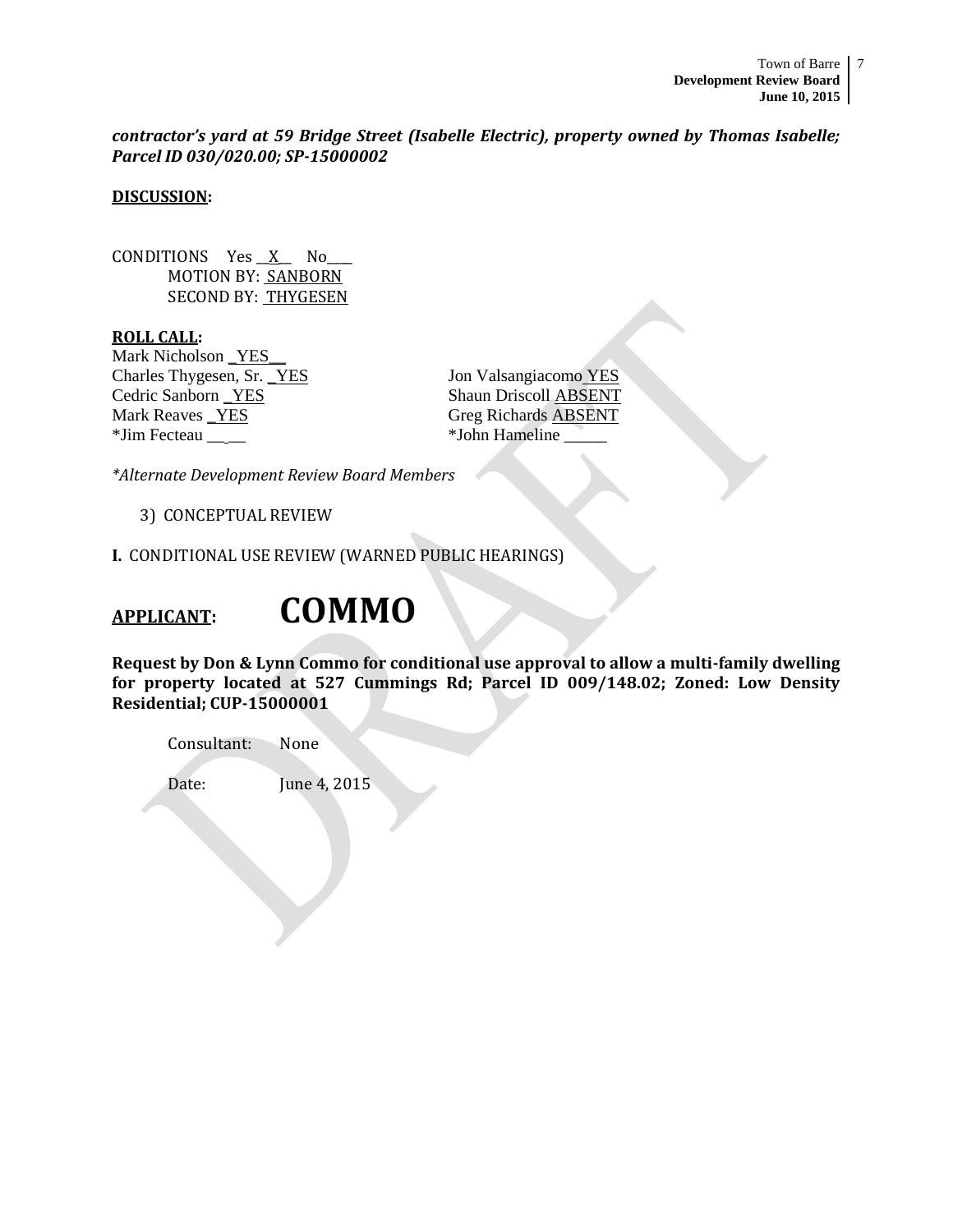***contractor's yard at 59 Bridge Street (Isabelle Electric), property owned by Thomas Isabelle; Parcel ID 030/020.00; SP-15000002***

**DISCUSSION:**

CONDITIONS Yes __X__ No____
MOTION BY: SANBORN
SECOND BY: THYGESEN

**ROLL CALL:**

Mark Nicholson _YES__
Charles Thygesen, Sr. _YES
Cedric Sanborn _YES
Mark Reaves _YES
*Jim Fecteau _____
Jon Valsangiacomo YES
Shaun Driscoll ABSENT
Greg Richards ABSENT
*John Hameline _____

*\*Alternate Development Review Board Members*

3) CONCEPTUAL REVIEW

**I.** CONDITIONAL USE REVIEW (WARNED PUBLIC HEARINGS)

## APPLICANT: COMMO

**Request by Don & Lynn Commo for conditional use approval to allow a multi-family dwelling for property located at 527 Cummings Rd; Parcel ID 009/148.02; Zoned: Low Density Residential; CUP-15000001**

Consultant: None

Date: June 4, 2015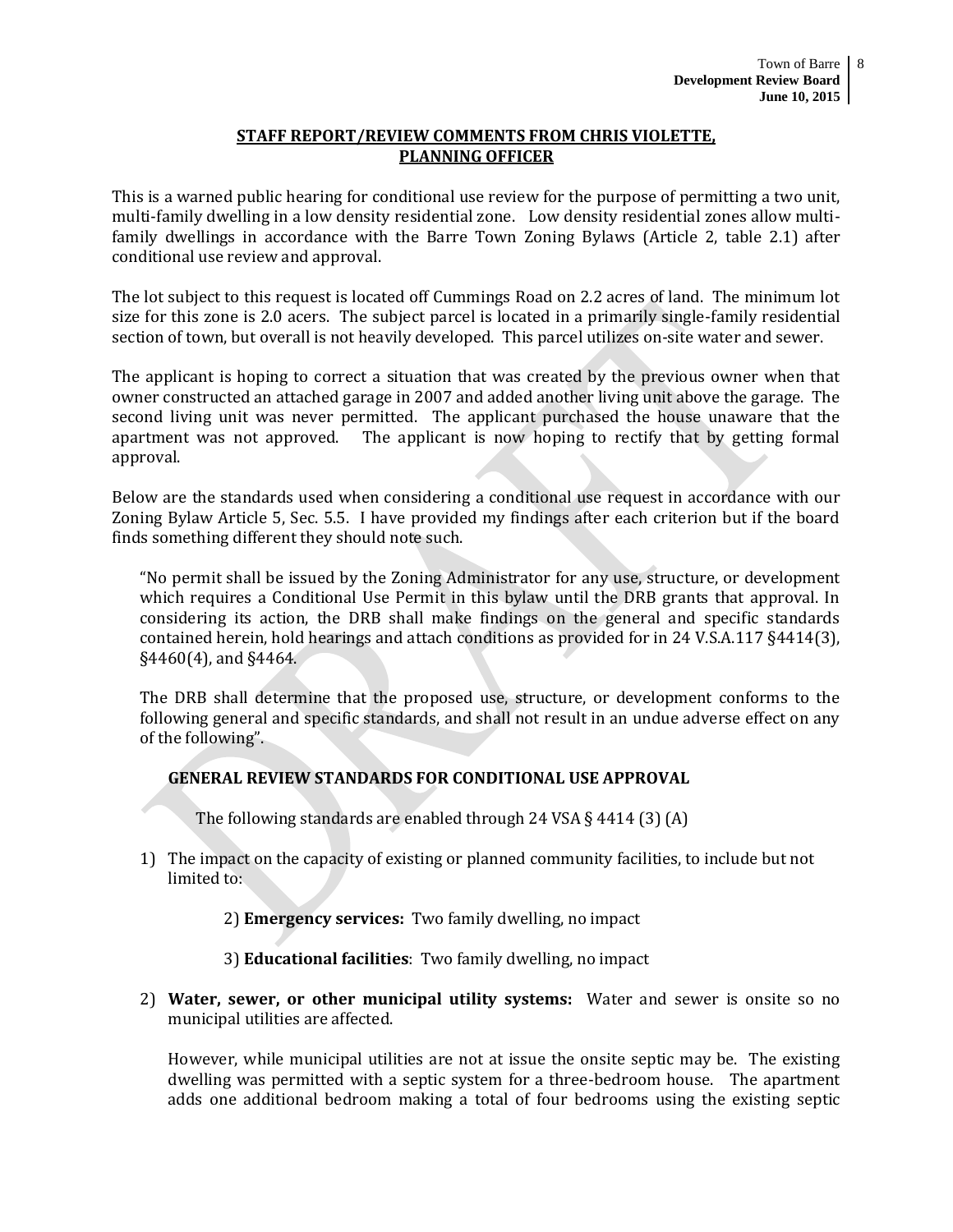**STAFF REPORT/REVIEW COMMENTS FROM CHRIS VIOLETTE, PLANNING OFFICER**

This is a warned public hearing for conditional use review for the purpose of permitting a two unit, multi-family dwelling in a low density residential zone. Low density residential zones allow multi-family dwellings in accordance with the Barre Town Zoning Bylaws (Article 2, table 2.1) after conditional use review and approval.

The lot subject to this request is located off Cummings Road on 2.2 acres of land. The minimum lot size for this zone is 2.0 acers. The subject parcel is located in a primarily single-family residential section of town, but overall is not heavily developed. This parcel utilizes on-site water and sewer.

The applicant is hoping to correct a situation that was created by the previous owner when that owner constructed an attached garage in 2007 and added another living unit above the garage. The second living unit was never permitted. The applicant purchased the house unaware that the apartment was not approved. The applicant is now hoping to rectify that by getting formal approval.

Below are the standards used when considering a conditional use request in accordance with our Zoning Bylaw Article 5, Sec. 5.5. I have provided my findings after each criterion but if the board finds something different they should note such.

> "No permit shall be issued by the Zoning Administrator for any use, structure, or development which requires a Conditional Use Permit in this bylaw until the DRB grants that approval. In considering its action, the DRB shall make findings on the general and specific standards contained herein, hold hearings and attach conditions as provided for in 24 V.S.A.117 §4414(3), §4460(4), and §4464.
>
> The DRB shall determine that the proposed use, structure, or development conforms to the following general and specific standards, and shall not result in an undue adverse effect on any of the following".

**GENERAL REVIEW STANDARDS FOR CONDITIONAL USE APPROVAL**

The following standards are enabled through 24 VSA § 4414 (3) (A)

1) The impact on the capacity of existing or planned community facilities, to include but not limited to:

   2) **Emergency services:** Two family dwelling, no impact

   3) **Educational facilities**: Two family dwelling, no impact

2) **Water, sewer, or other municipal utility systems:** Water and sewer is onsite so no municipal utilities are affected.

   However, while municipal utilities are not at issue the onsite septic may be. The existing dwelling was permitted with a septic system for a three-bedroom house. The apartment adds one additional bedroom making a total of four bedrooms using the existing septic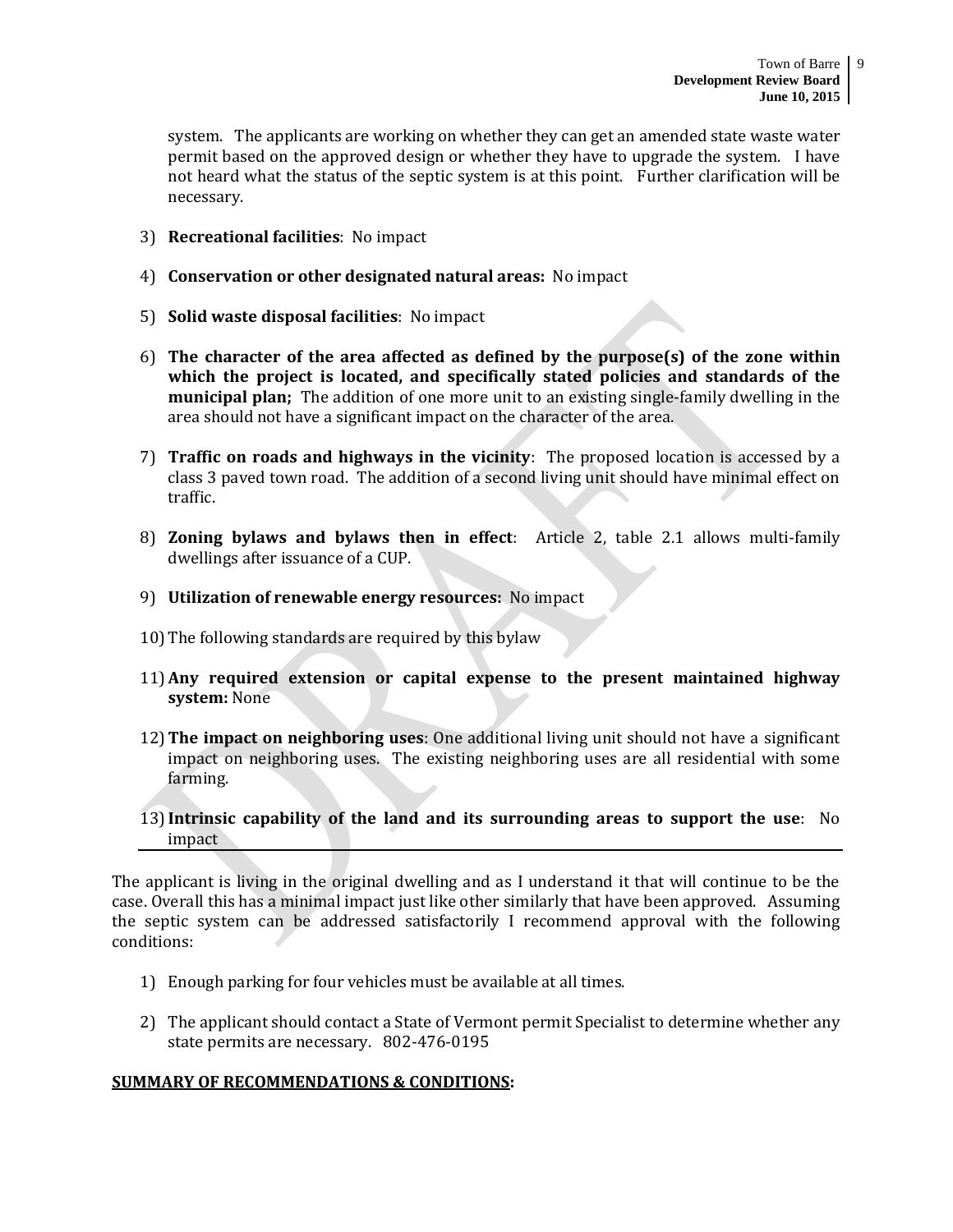system. The applicants are working on whether they can get an amended state waste water permit based on the approved design or whether they have to upgrade the system. I have not heard what the status of the septic system is at this point. Further clarification will be necessary.

3) **Recreational facilities**: No impact

4) **Conservation or other designated natural areas:** No impact

5) **Solid waste disposal facilities**: No impact

6) **The character of the area affected as defined by the purpose(s) of the zone within which the project is located, and specifically stated policies and standards of the municipal plan;** The addition of one more unit to an existing single-family dwelling in the area should not have a significant impact on the character of the area.

7) **Traffic on roads and highways in the vicinity**: The proposed location is accessed by a class 3 paved town road. The addition of a second living unit should have minimal effect on traffic.

8) **Zoning bylaws and bylaws then in effect**: Article 2, table 2.1 allows multi-family dwellings after issuance of a CUP.

9) **Utilization of renewable energy resources:** No impact

10) The following standards are required by this bylaw

11) **Any required extension or capital expense to the present maintained highway system:** None

12) **The impact on neighboring uses**: One additional living unit should not have a significant impact on neighboring uses. The existing neighboring uses are all residential with some farming.

13) **Intrinsic capability of the land and its surrounding areas to support the use**: No impact

---

The applicant is living in the original dwelling and as I understand it that will continue to be the case. Overall this has a minimal impact just like other similarly that have been approved. Assuming the septic system can be addressed satisfactorily I recommend approval with the following conditions:

1) Enough parking for four vehicles must be available at all times.

2) The applicant should contact a State of Vermont permit Specialist to determine whether any state permits are necessary. 802-476-0195

**SUMMARY OF RECOMMENDATIONS & CONDITIONS:**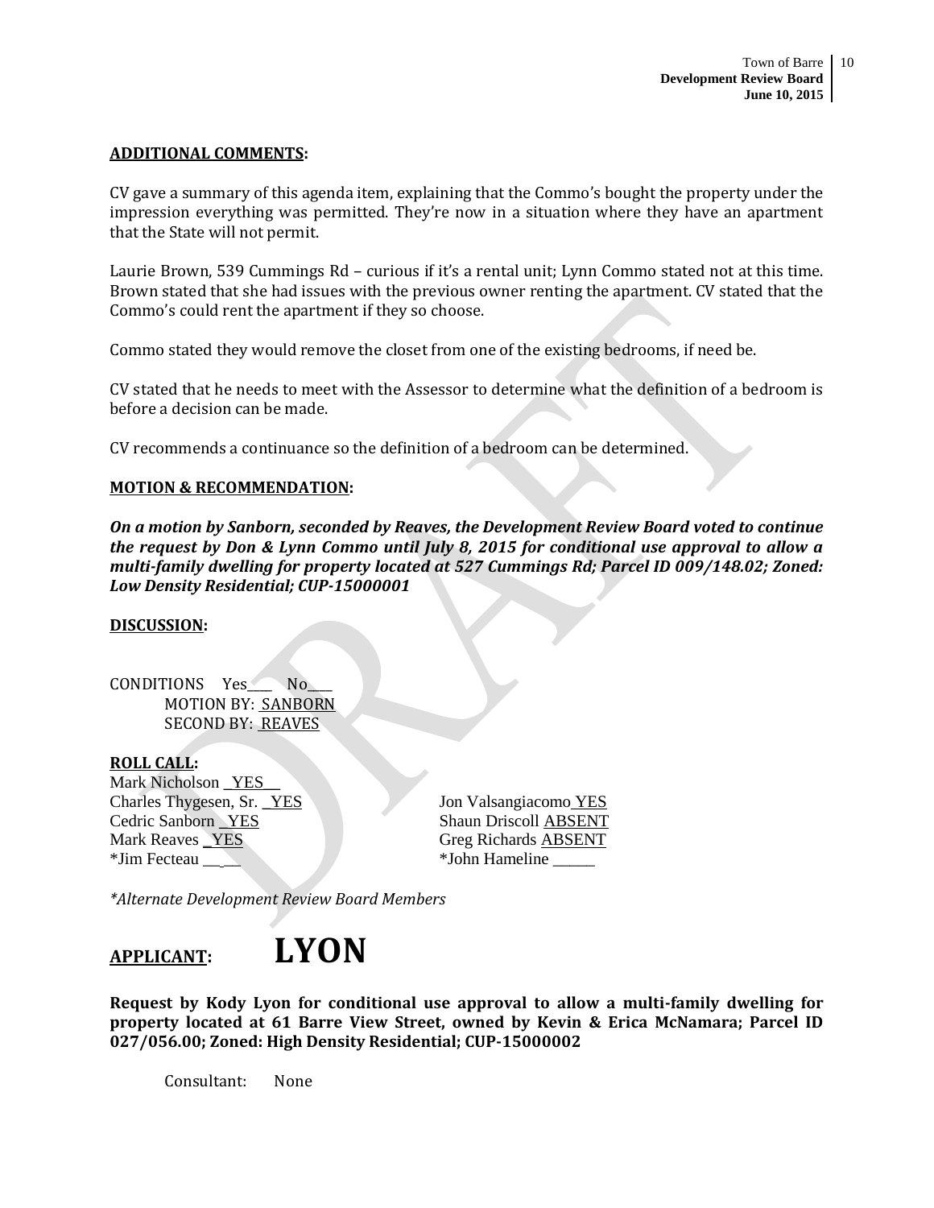**ADDITIONAL COMMENTS:**

CV gave a summary of this agenda item, explaining that the Commo's bought the property under the impression everything was permitted. They're now in a situation where they have an apartment that the State will not permit.

Laurie Brown, 539 Cummings Rd – curious if it's a rental unit; Lynn Commo stated not at this time. Brown stated that she had issues with the previous owner renting the apartment. CV stated that the Commo's could rent the apartment if they so choose.

Commo stated they would remove the closet from one of the existing bedrooms, if need be.

CV stated that he needs to meet with the Assessor to determine what the definition of a bedroom is before a decision can be made.

CV recommends a continuance so the definition of a bedroom can be determined.

**MOTION & RECOMMENDATION:**

***On a motion by Sanborn, seconded by Reaves, the Development Review Board voted to continue the request by Don & Lynn Commo until July 8, 2015 for conditional use approval to allow a multi-family dwelling for property located at 527 Cummings Rd; Parcel ID 009/148.02; Zoned: Low Density Residential; CUP-15000001***

**DISCUSSION:**

CONDITIONS Yes___ No___
MOTION BY: SANBORN
SECOND BY: REAVES

**ROLL CALL:**

Mark Nicholson YES
Charles Thygesen, Sr. YES
Cedric Sanborn YES
Mark Reaves YES
*Jim Fecteau ___
Jon Valsangiacomo YES
Shaun Driscoll ABSENT
Greg Richards ABSENT
*John Hameline ___

*\*Alternate Development Review Board Members*

**APPLICANT: LYON**

**Request by Kody Lyon for conditional use approval to allow a multi-family dwelling for property located at 61 Barre View Street, owned by Kevin & Erica McNamara; Parcel ID 027/056.00; Zoned: High Density Residential; CUP-15000002**

Consultant: None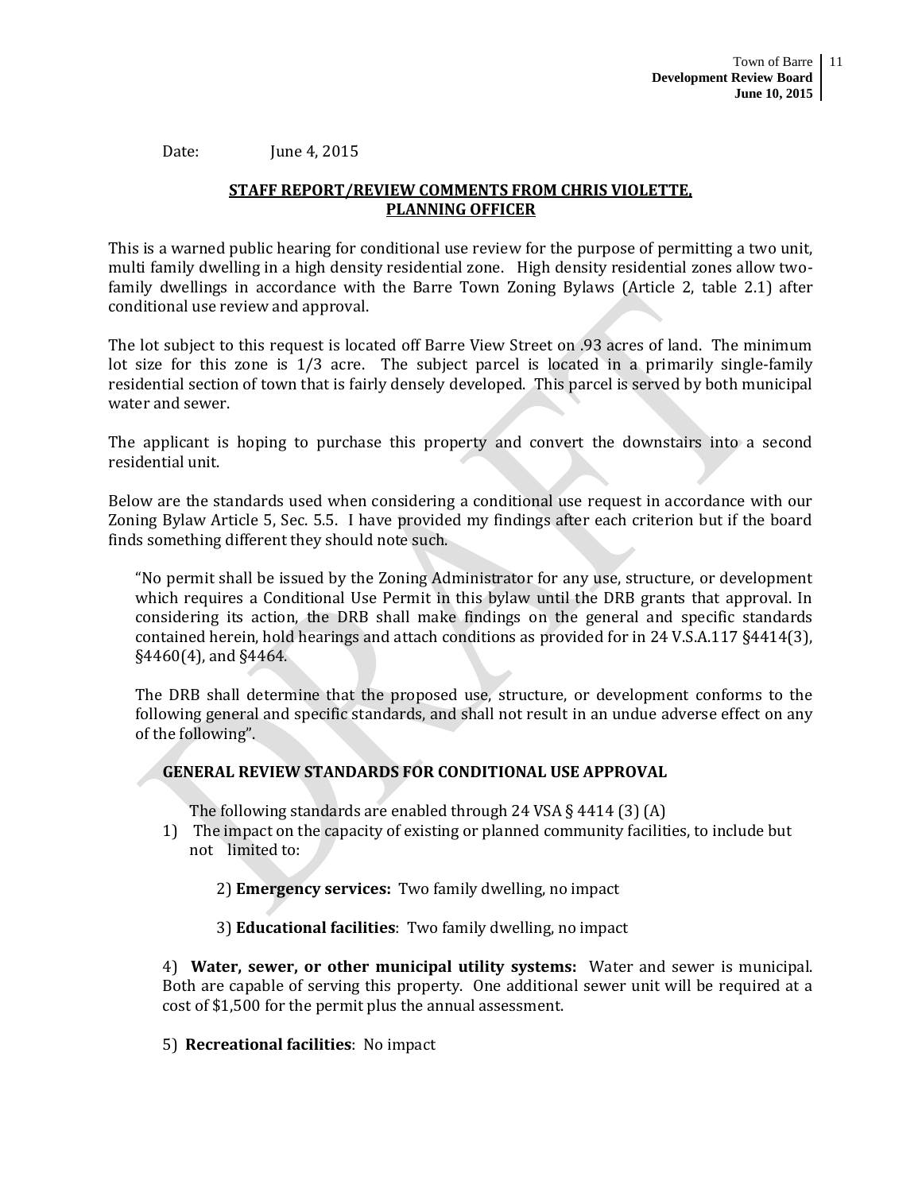Date: June 4, 2015

**STAFF REPORT/REVIEW COMMENTS FROM CHRIS VIOLETTE, PLANNING OFFICER**

This is a warned public hearing for conditional use review for the purpose of permitting a two unit, multi family dwelling in a high density residential zone. High density residential zones allow two-family dwellings in accordance with the Barre Town Zoning Bylaws (Article 2, table 2.1) after conditional use review and approval.

The lot subject to this request is located off Barre View Street on .93 acres of land. The minimum lot size for this zone is 1/3 acre. The subject parcel is located in a primarily single-family residential section of town that is fairly densely developed. This parcel is served by both municipal water and sewer.

The applicant is hoping to purchase this property and convert the downstairs into a second residential unit.

Below are the standards used when considering a conditional use request in accordance with our Zoning Bylaw Article 5, Sec. 5.5. I have provided my findings after each criterion but if the board finds something different they should note such.

> "No permit shall be issued by the Zoning Administrator for any use, structure, or development which requires a Conditional Use Permit in this bylaw until the DRB grants that approval. In considering its action, the DRB shall make findings on the general and specific standards contained herein, hold hearings and attach conditions as provided for in 24 V.S.A.117 §4414(3), §4460(4), and §4464.
>
> The DRB shall determine that the proposed use, structure, or development conforms to the following general and specific standards, and shall not result in an undue adverse effect on any of the following".

**GENERAL REVIEW STANDARDS FOR CONDITIONAL USE APPROVAL**

The following standards are enabled through 24 VSA § 4414 (3) (A)

1) The impact on the capacity of existing or planned community facilities, to include but not limited to:

2) **Emergency services:** Two family dwelling, no impact

3) **Educational facilities**: Two family dwelling, no impact

4) **Water, sewer, or other municipal utility systems:** Water and sewer is municipal. Both are capable of serving this property. One additional sewer unit will be required at a cost of $1,500 for the permit plus the annual assessment.

5) **Recreational facilities**: No impact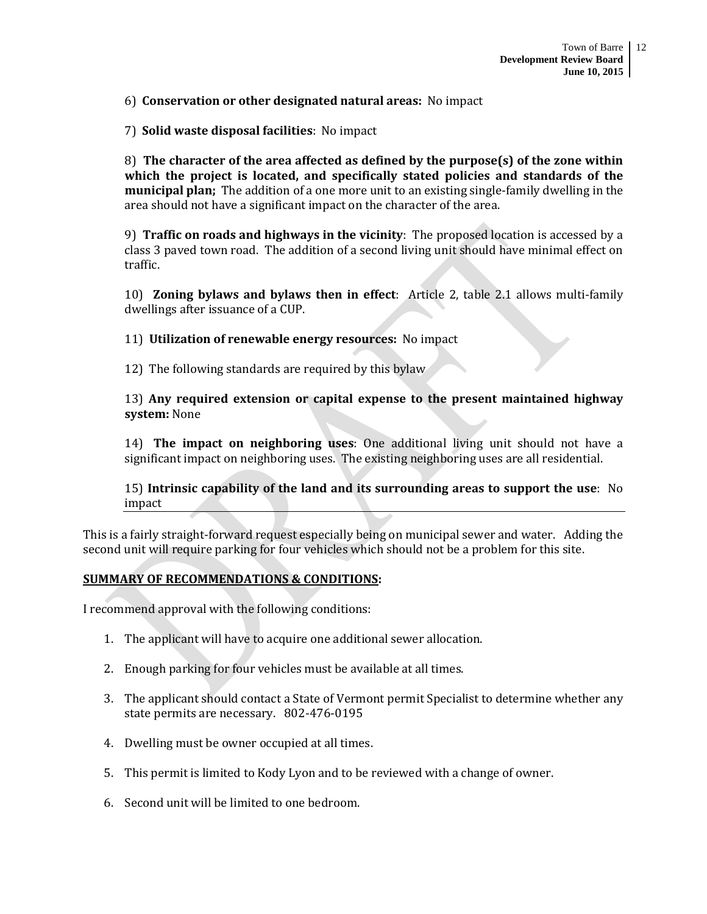6) **Conservation or other designated natural areas:** No impact

7) **Solid waste disposal facilities**: No impact

8) **The character of the area affected as defined by the purpose(s) of the zone within which the project is located, and specifically stated policies and standards of the municipal plan;** The addition of a one more unit to an existing single-family dwelling in the area should not have a significant impact on the character of the area.

9) **Traffic on roads and highways in the vicinity**: The proposed location is accessed by a class 3 paved town road. The addition of a second living unit should have minimal effect on traffic.

10) **Zoning bylaws and bylaws then in effect**: Article 2, table 2.1 allows multi-family dwellings after issuance of a CUP.

11) **Utilization of renewable energy resources:** No impact

12) The following standards are required by this bylaw

13) **Any required extension or capital expense to the present maintained highway system:** None

14) **The impact on neighboring uses**: One additional living unit should not have a significant impact on neighboring uses. The existing neighboring uses are all residential.

15) **Intrinsic capability of the land and its surrounding areas to support the use**: No impact

This is a fairly straight-forward request especially being on municipal sewer and water. Adding the second unit will require parking for four vehicles which should not be a problem for this site.

**SUMMARY OF RECOMMENDATIONS & CONDITIONS:**

I recommend approval with the following conditions:

1. The applicant will have to acquire one additional sewer allocation.
2. Enough parking for four vehicles must be available at all times.
3. The applicant should contact a State of Vermont permit Specialist to determine whether any state permits are necessary. 802-476-0195
4. Dwelling must be owner occupied at all times.
5. This permit is limited to Kody Lyon and to be reviewed with a change of owner.
6. Second unit will be limited to one bedroom.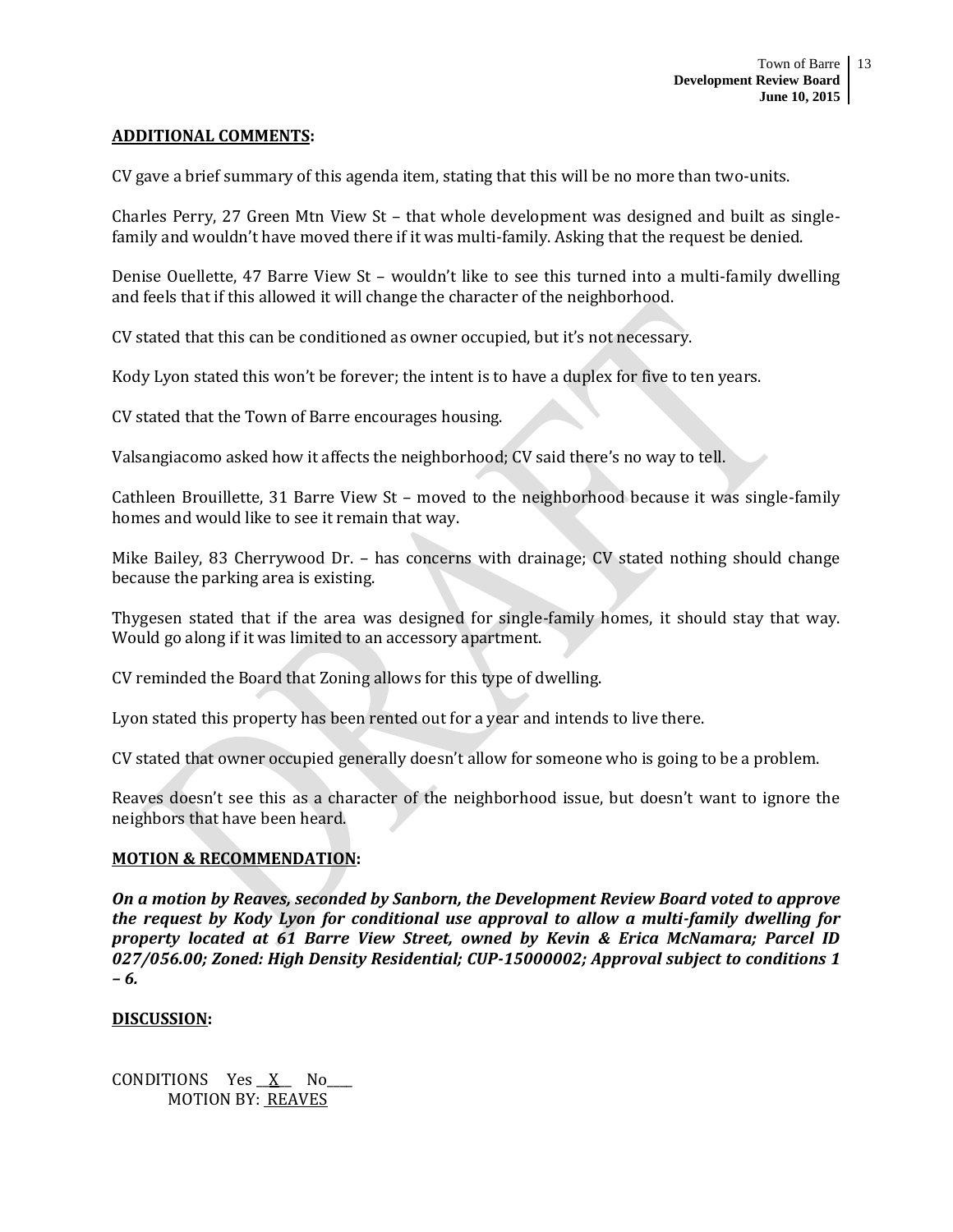**ADDITIONAL COMMENTS:**

CV gave a brief summary of this agenda item, stating that this will be no more than two-units.

Charles Perry, 27 Green Mtn View St – that whole development was designed and built as single-family and wouldn't have moved there if it was multi-family. Asking that the request be denied.

Denise Ouellette, 47 Barre View St – wouldn't like to see this turned into a multi-family dwelling and feels that if this allowed it will change the character of the neighborhood.

CV stated that this can be conditioned as owner occupied, but it's not necessary.

Kody Lyon stated this won't be forever; the intent is to have a duplex for five to ten years.

CV stated that the Town of Barre encourages housing.

Valsangiacomo asked how it affects the neighborhood; CV said there's no way to tell.

Cathleen Brouillette, 31 Barre View St – moved to the neighborhood because it was single-family homes and would like to see it remain that way.

Mike Bailey, 83 Cherrywood Dr. – has concerns with drainage; CV stated nothing should change because the parking area is existing.

Thygesen stated that if the area was designed for single-family homes, it should stay that way. Would go along if it was limited to an accessory apartment.

CV reminded the Board that Zoning allows for this type of dwelling.

Lyon stated this property has been rented out for a year and intends to live there.

CV stated that owner occupied generally doesn't allow for someone who is going to be a problem.

Reaves doesn't see this as a character of the neighborhood issue, but doesn't want to ignore the neighbors that have been heard.

**MOTION & RECOMMENDATION:**

***On a motion by Reaves, seconded by Sanborn, the Development Review Board voted to approve the request by Kody Lyon for conditional use approval to allow a multi-family dwelling for property located at 61 Barre View Street, owned by Kevin & Erica McNamara; Parcel ID 027/056.00; Zoned: High Density Residential; CUP-15000002; Approval subject to conditions 1 – 6.***

**DISCUSSION:**

CONDITIONS Yes __X__ No____
MOTION BY: REAVES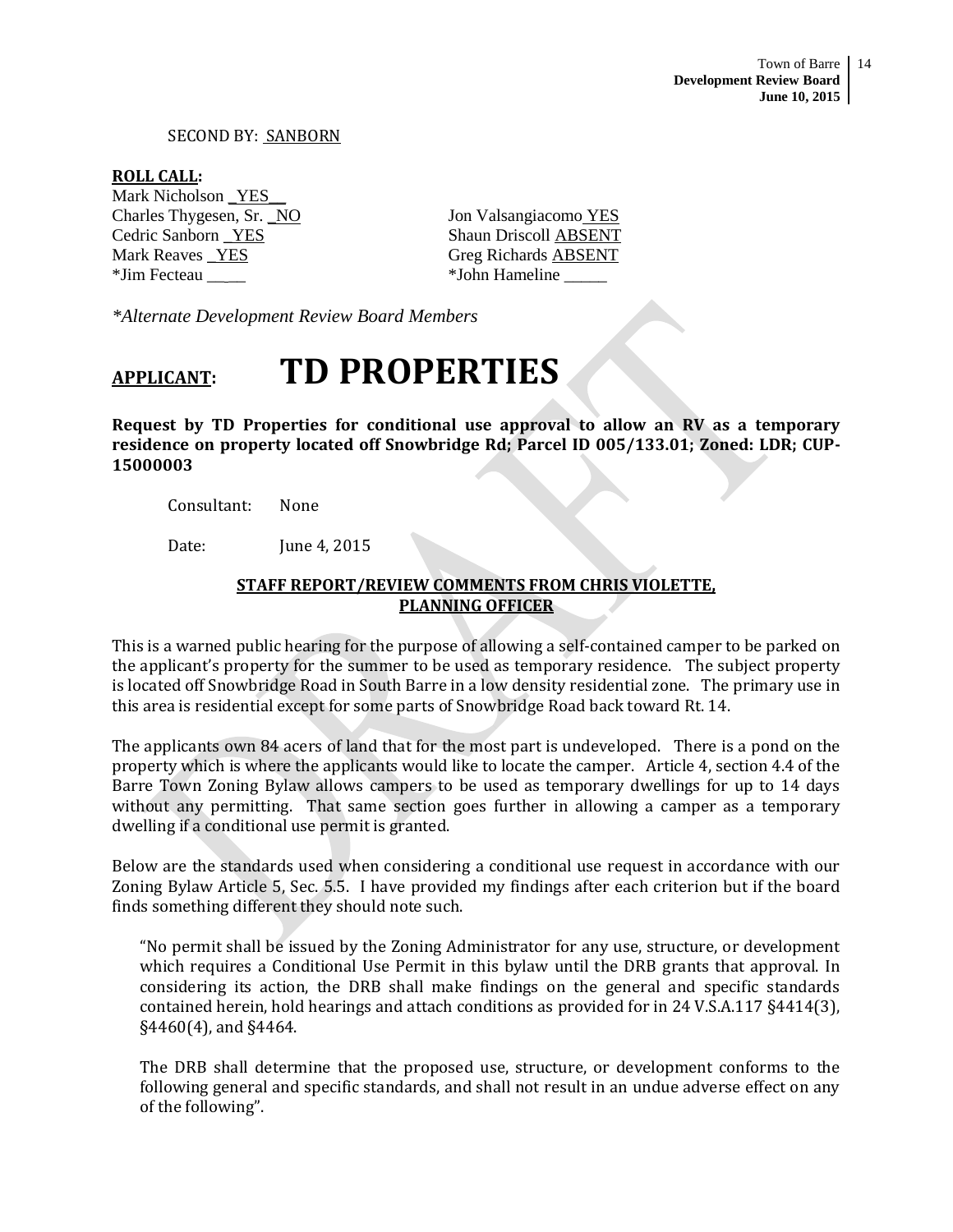SECOND BY: SANBORN

**ROLL CALL:**

Mark Nicholson _YES__
Charles Thygesen, Sr. _NO
Cedric Sanborn _YES
Mark Reaves _YES
*Jim Fecteau _____

Jon Valsangiacomo YES
Shaun Driscoll ABSENT
Greg Richards ABSENT
*John Hameline _____

*\*Alternate Development Review Board Members*

**APPLICANT:** **TD PROPERTIES**

**Request by TD Properties for conditional use approval to allow an RV as a temporary residence on property located off Snowbridge Rd; Parcel ID 005/133.01; Zoned: LDR; CUP-15000003**

Consultant: None

Date: June 4, 2015

**STAFF REPORT/REVIEW COMMENTS FROM CHRIS VIOLETTE, PLANNING OFFICER**

This is a warned public hearing for the purpose of allowing a self-contained camper to be parked on the applicant's property for the summer to be used as temporary residence. The subject property is located off Snowbridge Road in South Barre in a low density residential zone. The primary use in this area is residential except for some parts of Snowbridge Road back toward Rt. 14.

The applicants own 84 acers of land that for the most part is undeveloped. There is a pond on the property which is where the applicants would like to locate the camper. Article 4, section 4.4 of the Barre Town Zoning Bylaw allows campers to be used as temporary dwellings for up to 14 days without any permitting. That same section goes further in allowing a camper as a temporary dwelling if a conditional use permit is granted.

Below are the standards used when considering a conditional use request in accordance with our Zoning Bylaw Article 5, Sec. 5.5. I have provided my findings after each criterion but if the board finds something different they should note such.

> "No permit shall be issued by the Zoning Administrator for any use, structure, or development which requires a Conditional Use Permit in this bylaw until the DRB grants that approval. In considering its action, the DRB shall make findings on the general and specific standards contained herein, hold hearings and attach conditions as provided for in 24 V.S.A.117 §4414(3), §4460(4), and §4464.
>
> The DRB shall determine that the proposed use, structure, or development conforms to the following general and specific standards, and shall not result in an undue adverse effect on any of the following".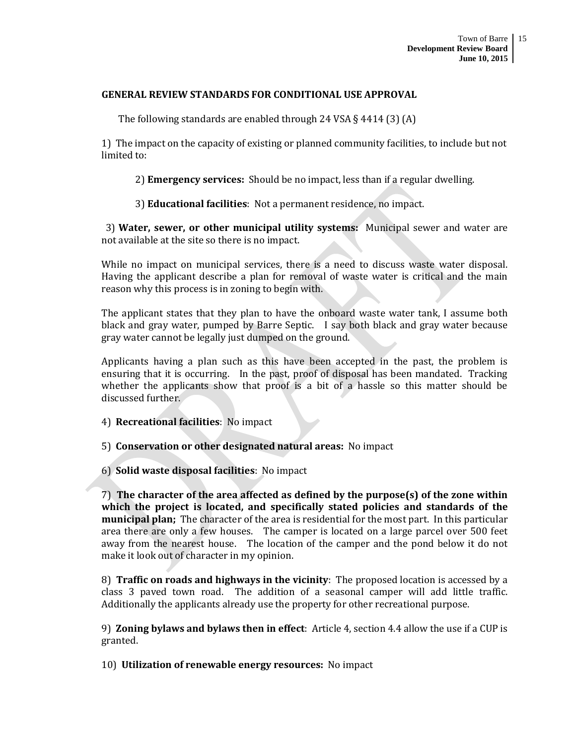**GENERAL REVIEW STANDARDS FOR CONDITIONAL USE APPROVAL**

The following standards are enabled through 24 VSA § 4414 (3) (A)

1) The impact on the capacity of existing or planned community facilities, to include but not limited to:

2) **Emergency services:** Should be no impact, less than if a regular dwelling.

3) **Educational facilities**: Not a permanent residence, no impact.

3) **Water, sewer, or other municipal utility systems:** Municipal sewer and water are not available at the site so there is no impact.

While no impact on municipal services, there is a need to discuss waste water disposal. Having the applicant describe a plan for removal of waste water is critical and the main reason why this process is in zoning to begin with.

The applicant states that they plan to have the onboard waste water tank, I assume both black and gray water, pumped by Barre Septic. I say both black and gray water because gray water cannot be legally just dumped on the ground.

Applicants having a plan such as this have been accepted in the past, the problem is ensuring that it is occurring. In the past, proof of disposal has been mandated. Tracking whether the applicants show that proof is a bit of a hassle so this matter should be discussed further.

4) **Recreational facilities**: No impact

5) **Conservation or other designated natural areas:** No impact

6) **Solid waste disposal facilities**: No impact

7) **The character of the area affected as defined by the purpose(s) of the zone within which the project is located, and specifically stated policies and standards of the municipal plan;** The character of the area is residential for the most part. In this particular area there are only a few houses. The camper is located on a large parcel over 500 feet away from the nearest house. The location of the camper and the pond below it do not make it look out of character in my opinion.

8) **Traffic on roads and highways in the vicinity**: The proposed location is accessed by a class 3 paved town road. The addition of a seasonal camper will add little traffic. Additionally the applicants already use the property for other recreational purpose.

9) **Zoning bylaws and bylaws then in effect**: Article 4, section 4.4 allow the use if a CUP is granted.

10) **Utilization of renewable energy resources:** No impact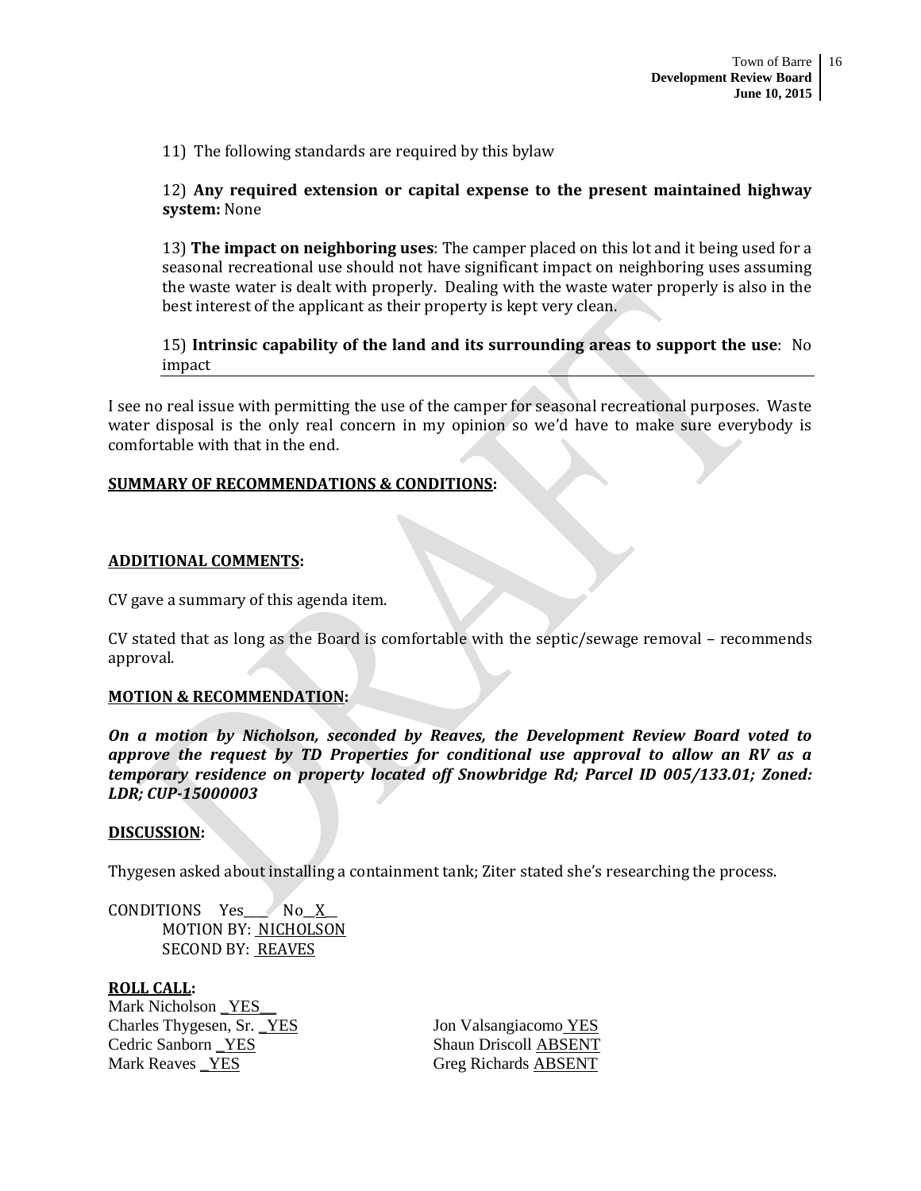11) The following standards are required by this bylaw

12) **Any required extension or capital expense to the present maintained highway system:** None

13) **The impact on neighboring uses**: The camper placed on this lot and it being used for a seasonal recreational use should not have significant impact on neighboring uses assuming the waste water is dealt with properly. Dealing with the waste water properly is also in the best interest of the applicant as their property is kept very clean.

15) **Intrinsic capability of the land and its surrounding areas to support the use**: No impact

I see no real issue with permitting the use of the camper for seasonal recreational purposes. Waste water disposal is the only real concern in my opinion so we'd have to make sure everybody is comfortable with that in the end.

**SUMMARY OF RECOMMENDATIONS & CONDITIONS:**

**ADDITIONAL COMMENTS:**

CV gave a summary of this agenda item.

CV stated that as long as the Board is comfortable with the septic/sewage removal – recommends approval.

**MOTION & RECOMMENDATION:**

***On a motion by Nicholson, seconded by Reaves, the Development Review Board voted to approve the request by TD Properties for conditional use approval to allow an RV as a temporary residence on property located off Snowbridge Rd; Parcel ID 005/133.01; Zoned: LDR; CUP-15000003***

**DISCUSSION:**

Thygesen asked about installing a containment tank; Ziter stated she's researching the process.

CONDITIONS Yes____ No__X__
MOTION BY: NICHOLSON
SECOND BY: REAVES

**ROLL CALL:**

Mark Nicholson _YES__
Charles Thygesen, Sr. _YES
Cedric Sanborn _YES
Mark Reaves _YES
Jon Valsangiacomo YES
Shaun Driscoll ABSENT
Greg Richards ABSENT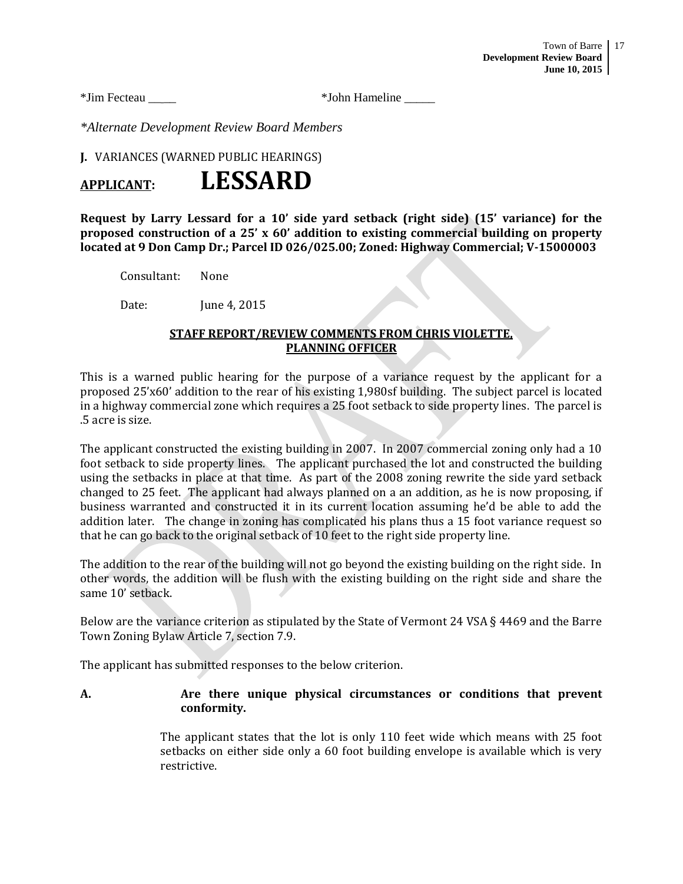*Jim Fecteau _____                *John Hameline _____

*\*Alternate Development Review Board Members*

**J.** VARIANCES (WARNED PUBLIC HEARINGS)

# <u>APPLICANT:</u> LESSARD

**Request by Larry Lessard for a 10' side yard setback (right side) (15' variance) for the proposed construction of a 25' x 60' addition to existing commercial building on property located at 9 Don Camp Dr.; Parcel ID 026/025.00; Zoned: Highway Commercial; V-15000003**

Consultant: None

Date: June 4, 2015

**<u>STAFF REPORT/REVIEW COMMENTS FROM CHRIS VIOLETTE, PLANNING OFFICER</u>**

This is a warned public hearing for the purpose of a variance request by the applicant for a proposed 25'x60' addition to the rear of his existing 1,980sf building. The subject parcel is located in a highway commercial zone which requires a 25 foot setback to side property lines. The parcel is .5 acre is size.

The applicant constructed the existing building in 2007. In 2007 commercial zoning only had a 10 foot setback to side property lines. The applicant purchased the lot and constructed the building using the setbacks in place at that time. As part of the 2008 zoning rewrite the side yard setback changed to 25 feet. The applicant had always planned on a an addition, as he is now proposing, if business warranted and constructed it in its current location assuming he'd be able to add the addition later. The change in zoning has complicated his plans thus a 15 foot variance request so that he can go back to the original setback of 10 feet to the right side property line.

The addition to the rear of the building will not go beyond the existing building on the right side. In other words, the addition will be flush with the existing building on the right side and share the same 10' setback.

Below are the variance criterion as stipulated by the State of Vermont 24 VSA § 4469 and the Barre Town Zoning Bylaw Article 7, section 7.9.

The applicant has submitted responses to the below criterion.

**A. Are there unique physical circumstances or conditions that prevent conformity.**

The applicant states that the lot is only 110 feet wide which means with 25 foot setbacks on either side only a 60 foot building envelope is available which is very restrictive.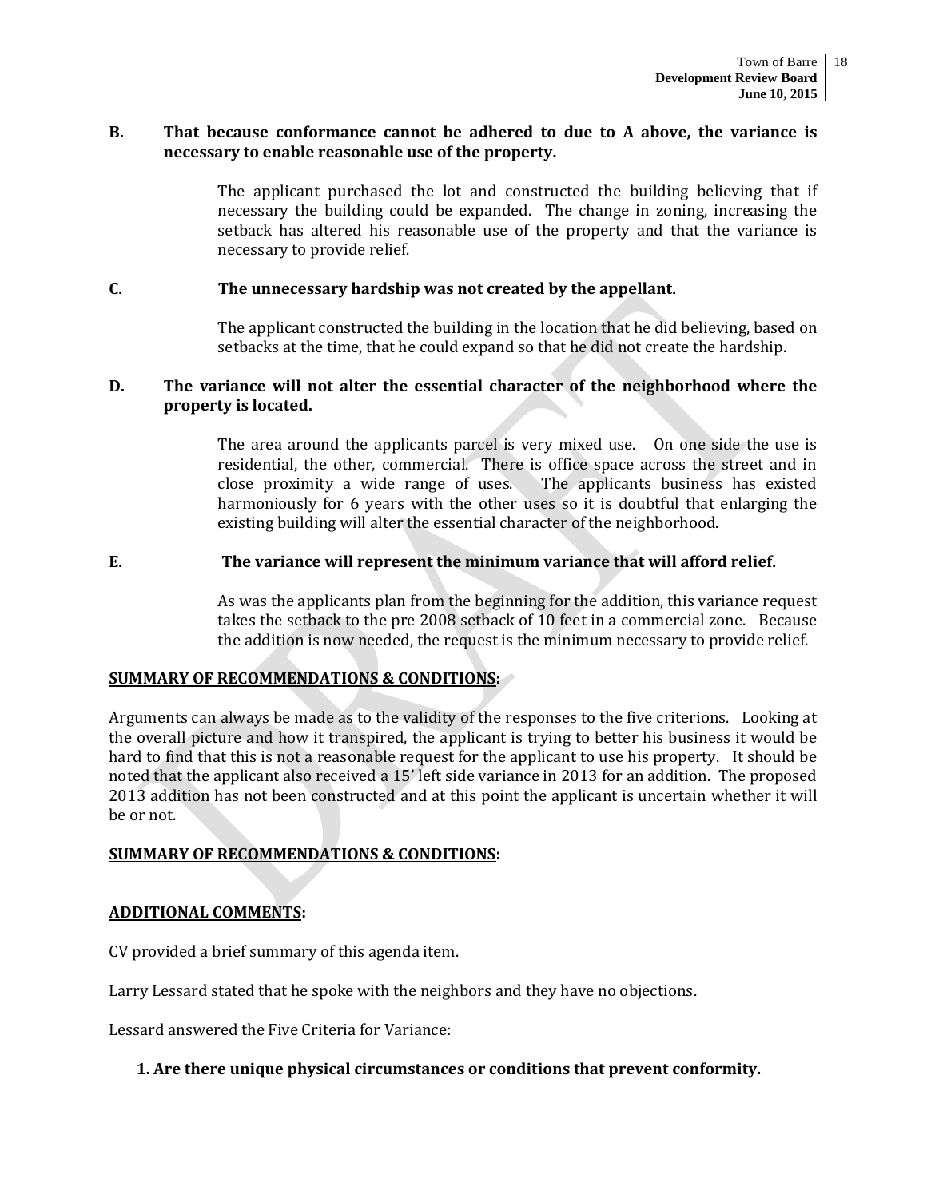**B. That because conformance cannot be adhered to due to A above, the variance is necessary to enable reasonable use of the property.**

The applicant purchased the lot and constructed the building believing that if necessary the building could be expanded. The change in zoning, increasing the setback has altered his reasonable use of the property and that the variance is necessary to provide relief.

**C. The unnecessary hardship was not created by the appellant.**

The applicant constructed the building in the location that he did believing, based on setbacks at the time, that he could expand so that he did not create the hardship.

**D. The variance will not alter the essential character of the neighborhood where the property is located.**

The area around the applicants parcel is very mixed use. On one side the use is residential, the other, commercial. There is office space across the street and in close proximity a wide range of uses. The applicants business has existed harmoniously for 6 years with the other uses so it is doubtful that enlarging the existing building will alter the essential character of the neighborhood.

**E. The variance will represent the minimum variance that will afford relief.**

As was the applicants plan from the beginning for the addition, this variance request takes the setback to the pre 2008 setback of 10 feet in a commercial zone. Because the addition is now needed, the request is the minimum necessary to provide relief.

**<u>SUMMARY OF RECOMMENDATIONS & CONDITIONS</u>:**

Arguments can always be made as to the validity of the responses to the five criterions. Looking at the overall picture and how it transpired, the applicant is trying to better his business it would be hard to find that this is not a reasonable request for the applicant to use his property. It should be noted that the applicant also received a 15' left side variance in 2013 for an addition. The proposed 2013 addition has not been constructed and at this point the applicant is uncertain whether it will be or not.

**<u>SUMMARY OF RECOMMENDATIONS & CONDITIONS</u>:**

**<u>ADDITIONAL COMMENTS</u>:**

CV provided a brief summary of this agenda item.

Larry Lessard stated that he spoke with the neighbors and they have no objections.

Lessard answered the Five Criteria for Variance:

1. **Are there unique physical circumstances or conditions that prevent conformity.**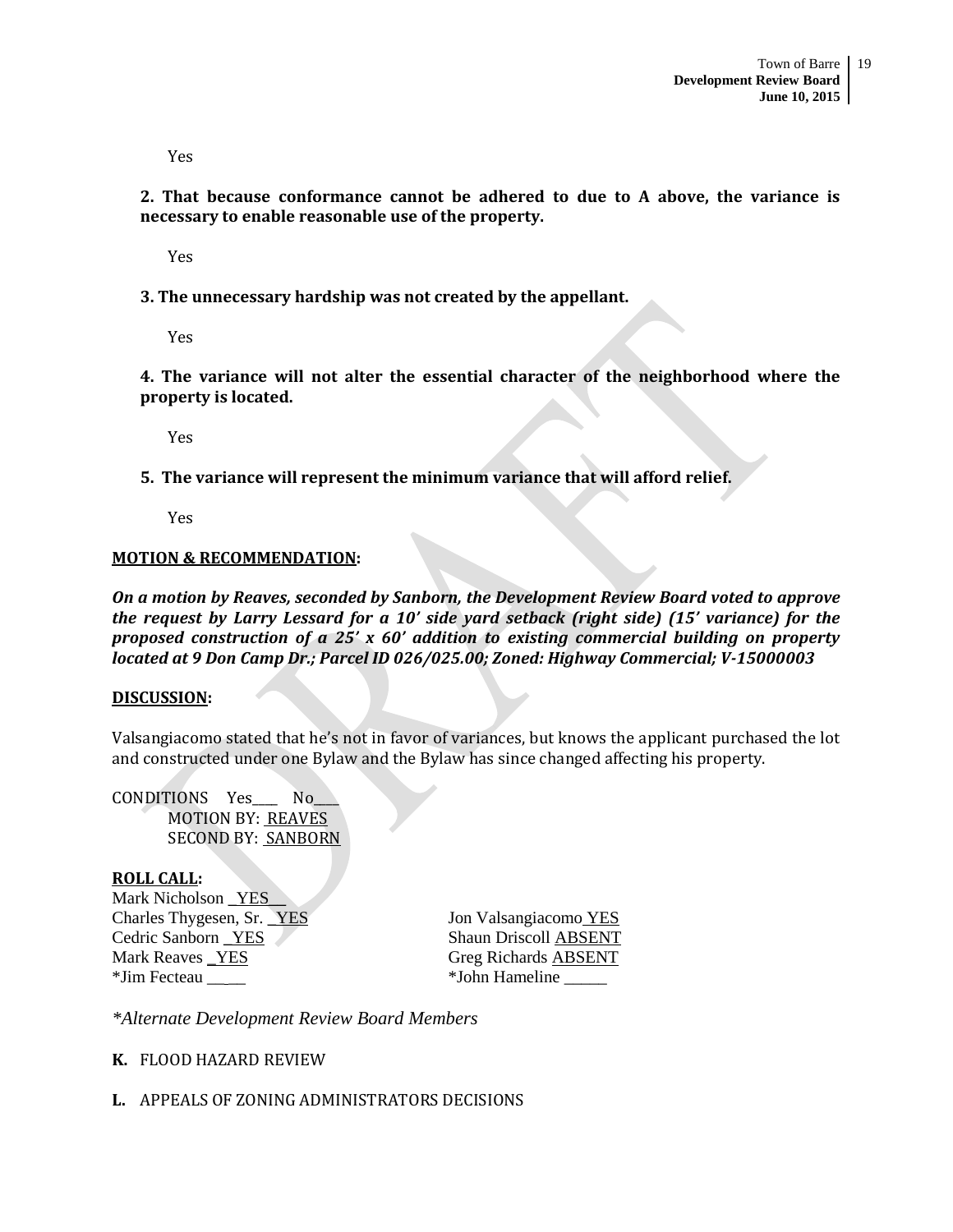Yes

**2. That because conformance cannot be adhered to due to A above, the variance is necessary to enable reasonable use of the property.**

Yes

**3. The unnecessary hardship was not created by the appellant.**

Yes

**4. The variance will not alter the essential character of the neighborhood where the property is located.**

Yes

**5. The variance will represent the minimum variance that will afford relief.**

Yes

**MOTION & RECOMMENDATION:**

***On a motion by Reaves, seconded by Sanborn, the Development Review Board voted to approve the request by Larry Lessard for a 10' side yard setback (right side) (15' variance) for the proposed construction of a 25' x 60' addition to existing commercial building on property located at 9 Don Camp Dr.; Parcel ID 026/025.00; Zoned: Highway Commercial; V-15000003***

**DISCUSSION:**

Valsangiacomo stated that he's not in favor of variances, but knows the applicant purchased the lot and constructed under one Bylaw and the Bylaw has since changed affecting his property.

CONDITIONS Yes____ No____
MOTION BY: REAVES
SECOND BY: SANBORN

**ROLL CALL:**

Mark Nicholson YES
Charles Thygesen, Sr. YES
Cedric Sanborn YES
Mark Reaves YES
*Jim Fecteau _____

Jon Valsangiacomo YES
Shaun Driscoll ABSENT
Greg Richards ABSENT
*John Hameline _____

*\*Alternate Development Review Board Members*

**K.** FLOOD HAZARD REVIEW

**L.** APPEALS OF ZONING ADMINISTRATORS DECISIONS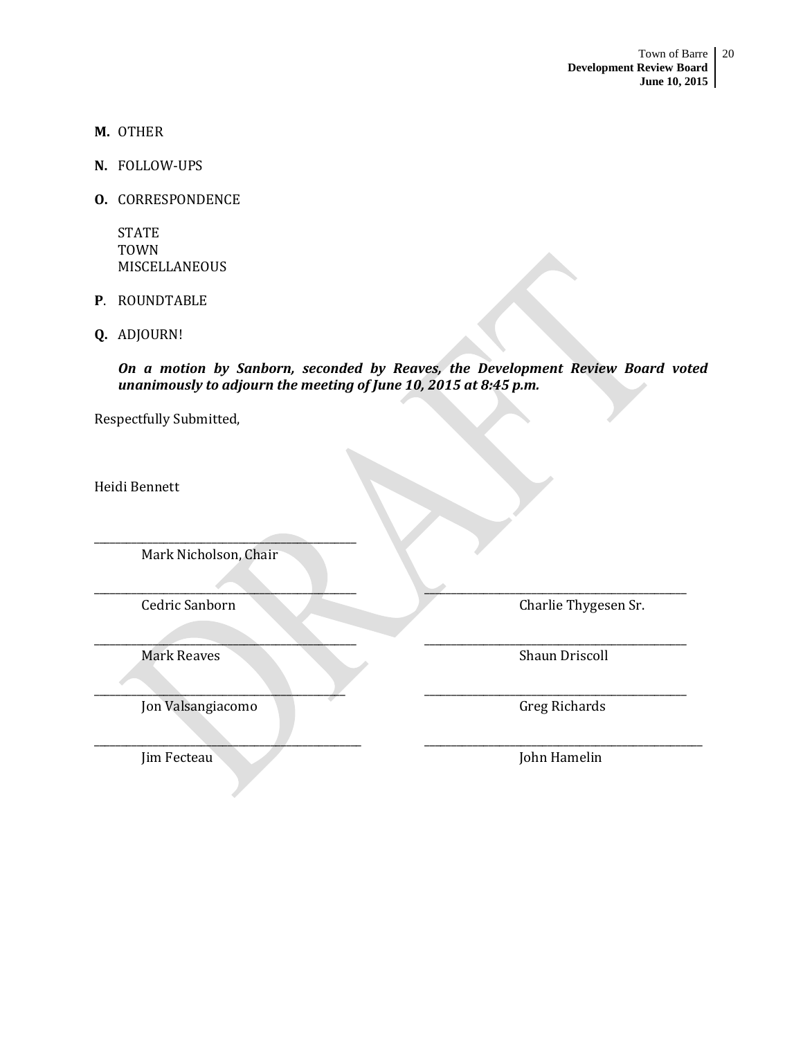**M.** OTHER

**N.** FOLLOW-UPS

**O.** CORRESPONDENCE

STATE
TOWN
MISCELLANEOUS

**P**. ROUNDTABLE

**Q.** ADJOURN!

***On a motion by Sanborn, seconded by Reaves, the Development Review Board voted unanimously to adjourn the meeting of June 10, 2015 at 8:45 p.m.***

Respectfully Submitted,

Heidi Bennett

\_\_\_\_\_\_\_\_\_\_\_\_\_\_\_\_\_\_\_\_\_\_\_\_\_\_\_\_\_\_\_\_\_\_\_\_\_\_\_\_
Mark Nicholson, Chair

\_\_\_\_\_\_\_\_\_\_\_\_\_\_\_\_\_\_\_\_\_\_\_\_\_\_\_\_\_\_\_\_\_\_\_\_\_\_\_\_
Cedric Sanborn

\_\_\_\_\_\_\_\_\_\_\_\_\_\_\_\_\_\_\_\_\_\_\_\_\_\_\_\_\_\_\_\_\_\_\_\_\_\_\_\_
Charlie Thygesen Sr.

\_\_\_\_\_\_\_\_\_\_\_\_\_\_\_\_\_\_\_\_\_\_\_\_\_\_\_\_\_\_\_\_\_\_\_\_\_\_\_\_
Mark Reaves

\_\_\_\_\_\_\_\_\_\_\_\_\_\_\_\_\_\_\_\_\_\_\_\_\_\_\_\_\_\_\_\_\_\_\_\_\_\_\_\_
Shaun Driscoll

\_\_\_\_\_\_\_\_\_\_\_\_\_\_\_\_\_\_\_\_\_\_\_\_\_\_\_\_\_\_\_\_\_\_\_\_\_\_\_\_
Jon Valsangiacomo

\_\_\_\_\_\_\_\_\_\_\_\_\_\_\_\_\_\_\_\_\_\_\_\_\_\_\_\_\_\_\_\_\_\_\_\_\_\_\_\_
Greg Richards

\_\_\_\_\_\_\_\_\_\_\_\_\_\_\_\_\_\_\_\_\_\_\_\_\_\_\_\_\_\_\_\_\_\_\_\_\_\_\_\_
Jim Fecteau

\_\_\_\_\_\_\_\_\_\_\_\_\_\_\_\_\_\_\_\_\_\_\_\_\_\_\_\_\_\_\_\_\_\_\_\_\_\_\_\_
John Hamelin